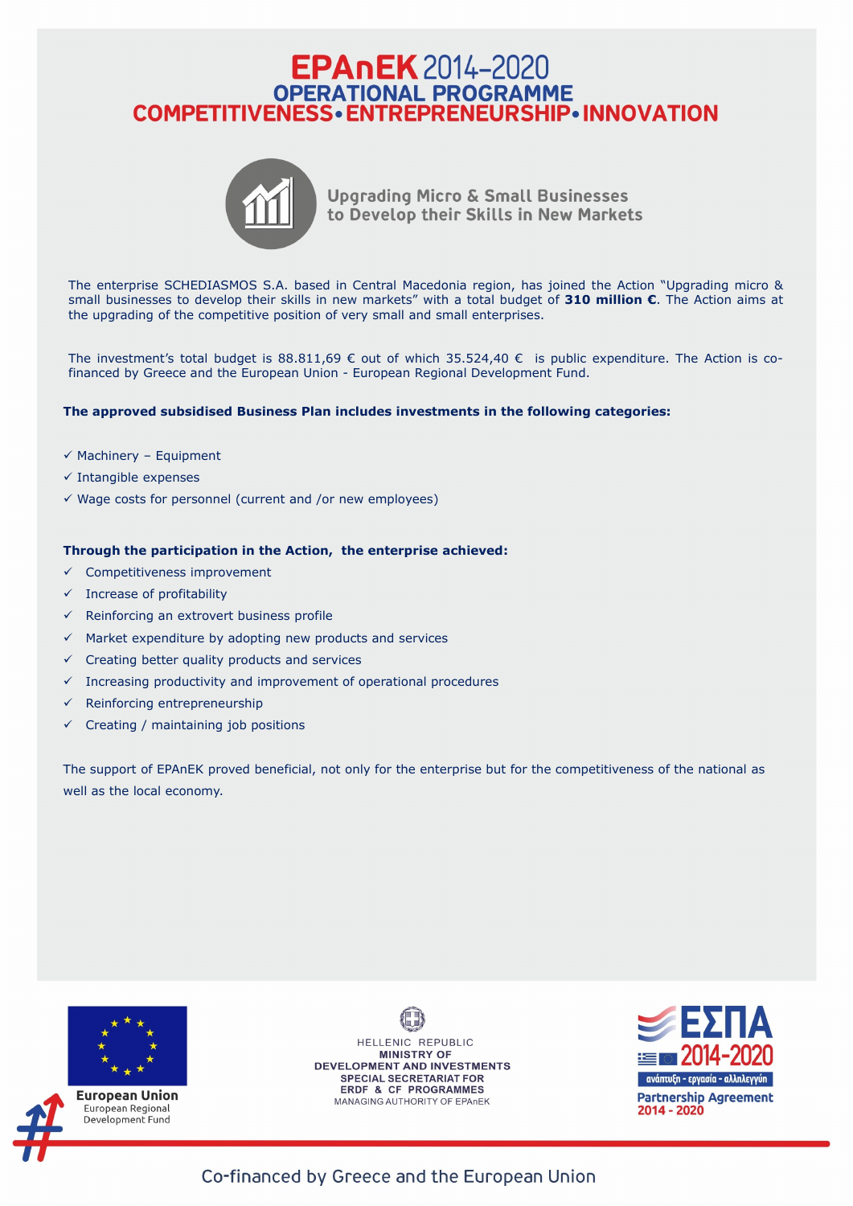# EPAnEK 2014-2020
## OPERATIONAL PROGRAMME
## COMPETITIVENESS • ENTREPRENEURSHIP • INNOVATION

### Upgrading Micro & Small Businesses to Develop their Skills in New Markets

The enterprise SCHEDIASMOS S.A. based in Central Macedonia region, has joined the Action "Upgrading micro & small businesses to develop their skills in new markets" with a total budget of **310 million €**. The Action aims at the upgrading of the competitive position of very small and small enterprises.

The investment's total budget is 88.811,69 € out of which 35.524,40 € is public expenditure. The Action is co-financed by Greece and the European Union - European Regional Development Fund.

**The approved subsidised Business Plan includes investments in the following categories:**

- ✓ Machinery – Equipment
- ✓ Intangible expenses
- ✓ Wage costs for personnel (current and /or new employees)

**Through the participation in the Action, the enterprise achieved:**

- ✓ Competitiveness improvement
- ✓ Increase of profitability
- ✓ Reinforcing an extrovert business profile
- ✓ Market expenditure by adopting new products and services
- ✓ Creating better quality products and services
- ✓ Increasing productivity and improvement of operational procedures
- ✓ Reinforcing entrepreneurship
- ✓ Creating / maintaining job positions

The support of EPAnEK proved beneficial, not only for the enterprise but for the competitiveness of the national as well as the local economy.

European Union
European Regional Development Fund

HELLENIC REPUBLIC
MINISTRY OF DEVELOPMENT AND INVESTMENTS
SPECIAL SECRETARIAT FOR ERDF & CF PROGRAMMES
MANAGING AUTHORITY OF EPAnEK

ΕΣΠΑ 2014-2020
ανάπτυξη - εργασία - αλληλεγγύη
Partnership Agreement 2014 - 2020

Co-financed by Greece and the European Union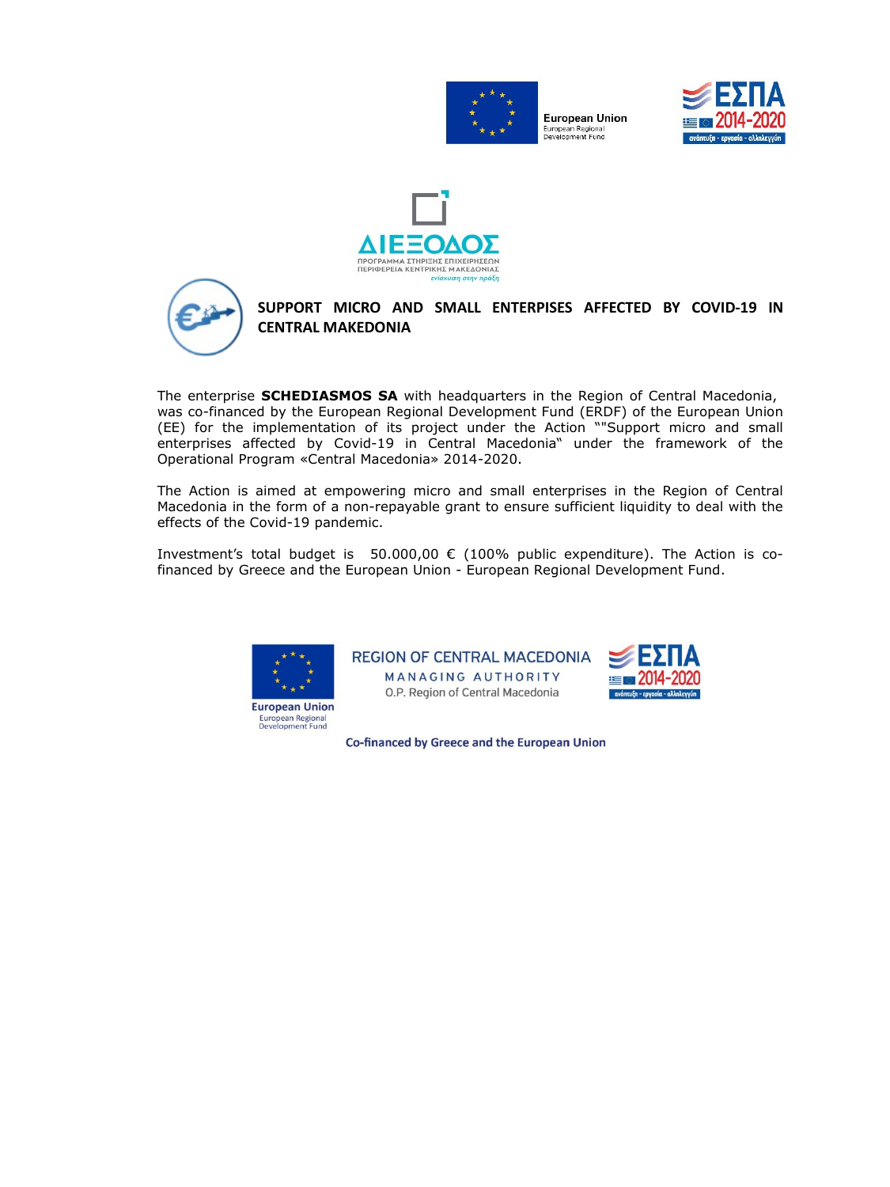European Union
European Regional Development Fund

ΕΣΠΑ 2014-2020
ανάπτυξη - εργασία - αλληλεγγύη

ΔΙΕΞΟΔΟΣ
ΠΡΟΓΡΑΜΜΑ ΣΤΗΡΙΞΗΣ ΕΠΙΧΕΙΡΗΣΕΩΝ
ΠΕΡΙΦΕΡΕΙΑ ΚΕΝΤΡΙΚΗΣ ΜΑΚΕΔΟΝΙΑΣ
*ενίσχυση στην πράξη*

## SUPPORT MICRO AND SMALL ENTERPISES AFFECTED BY COVID-19 IN CENTRAL MAKEDONIA

The enterprise **SCHEDIASMOS SA** with headquarters in the Region of Central Macedonia, was co-financed by the European Regional Development Fund (ERDF) of the European Union (EE) for the implementation of its project under the Action ""Support micro and small enterprises affected by Covid-19 in Central Macedonia" under the framework of the Operational Program «Central Macedonia» 2014-2020.

The Action is aimed at empowering micro and small enterprises in the Region of Central Macedonia in the form of a non-repayable grant to ensure sufficient liquidity to deal with the effects of the Covid-19 pandemic.

Investment's total budget is 50.000,00 € (100% public expenditure). The Action is co-financed by Greece and the European Union - European Regional Development Fund.

European Union
European Regional Development Fund

REGION OF CENTRAL MACEDONIA
MANAGING AUTHORITY
O.P. Region of Central Macedonia

ΕΣΠΑ 2014-2020
ανάπτυξη - εργασία - αλληλεγγύη

Co-financed by Greece and the European Union